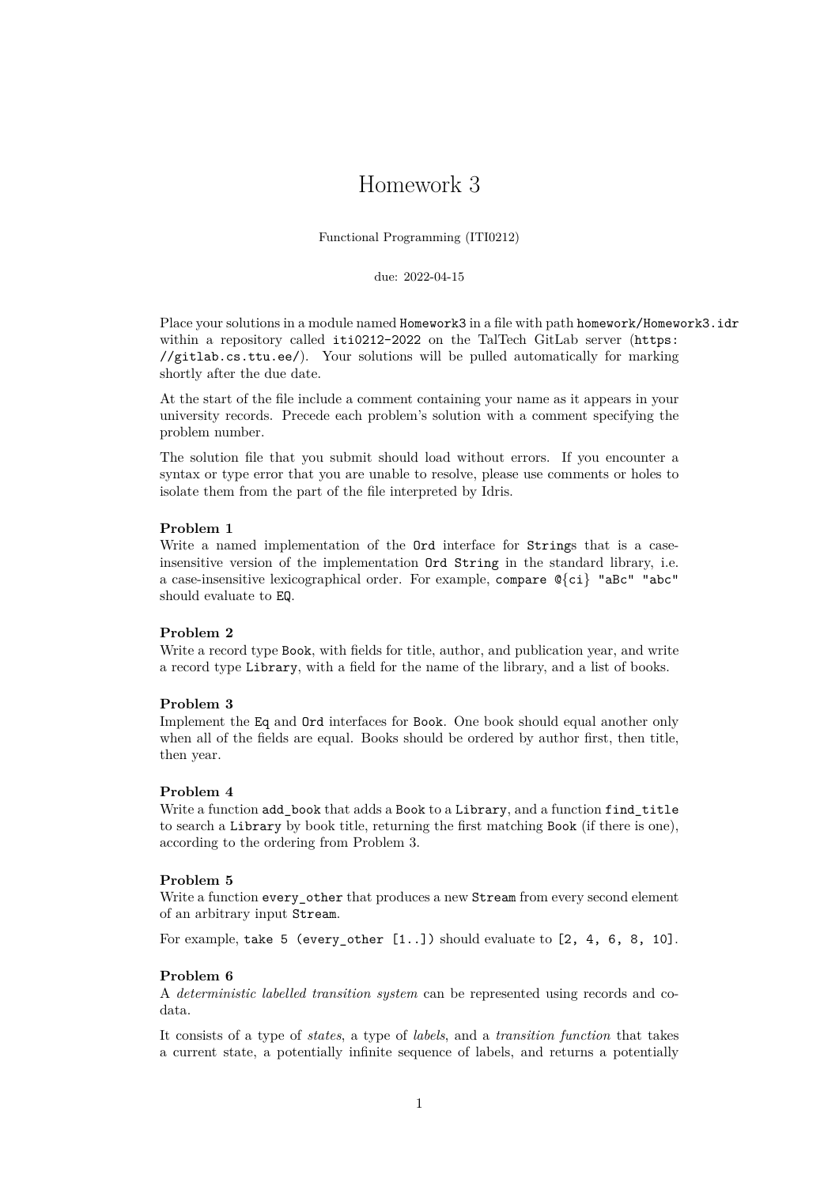# Homework 3

Functional Programming (ITI0212)

due: 2022-04-15

Place your solutions in a module named `Homework3` in a file with path `homework/Homework3.idr` within a repository called `iti0212-2022` on the TalTech GitLab server (`https://gitlab.cs.ttu.ee/`). Your solutions will be pulled automatically for marking shortly after the due date.

At the start of the file include a comment containing your name as it appears in your university records. Precede each problem's solution with a comment specifying the problem number.

The solution file that you submit should load without errors. If you encounter a syntax or type error that you are unable to resolve, please use comments or holes to isolate them from the part of the file interpreted by Idris.

**Problem 1**
Write a named implementation of the `Ord` interface for `String`s that is a case-insensitive version of the implementation `Ord String` in the standard library, i.e. a case-insensitive lexicographical order. For example, `compare @{ci} "aBc" "abc"` should evaluate to `EQ`.

**Problem 2**
Write a record type `Book`, with fields for title, author, and publication year, and write a record type `Library`, with a field for the name of the library, and a list of books.

**Problem 3**
Implement the `Eq` and `Ord` interfaces for `Book`. One book should equal another only when all of the fields are equal. Books should be ordered by author first, then title, then year.

**Problem 4**
Write a function `add_book` that adds a `Book` to a `Library`, and a function `find_title` to search a `Library` by book title, returning the first matching `Book` (if there is one), according to the ordering from Problem 3.

**Problem 5**
Write a function `every_other` that produces a new `Stream` from every second element of an arbitrary input `Stream`.

For example, `take 5 (every_other [1..])` should evaluate to `[2, 4, 6, 8, 10]`.

**Problem 6**
A *deterministic labelled transition system* can be represented using records and co-data.

It consists of a type of *states*, a type of *labels*, and a *transition function* that takes a current state, a potentially infinite sequence of labels, and returns a potentially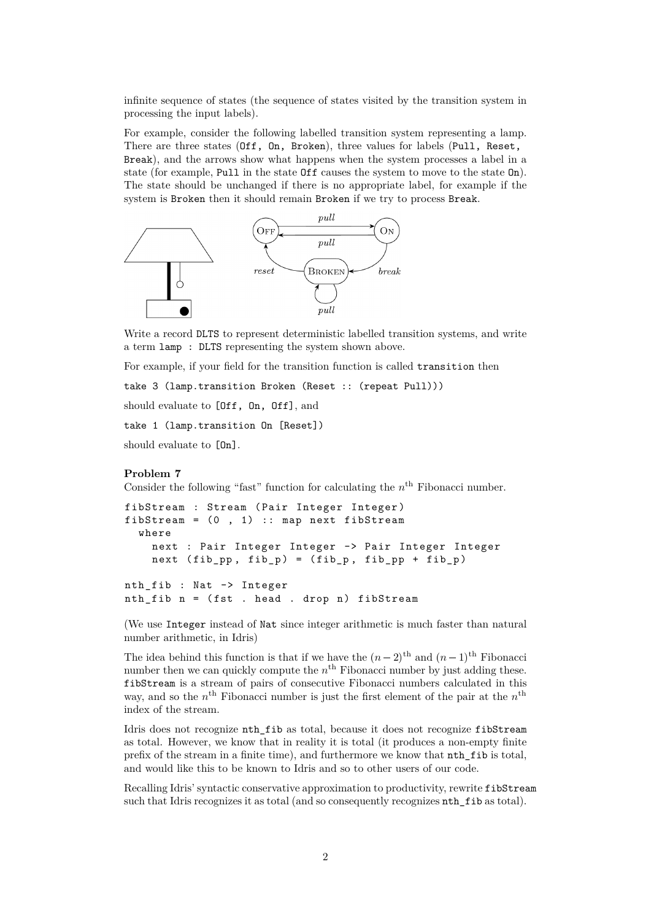infinite sequence of states (the sequence of states visited by the transition system in processing the input labels).

For example, consider the following labelled transition system representing a lamp. There are three states (`Off, On, Broken`), three values for labels (`Pull, Reset, Break`), and the arrows show what happens when the system processes a label in a state (for example, `Pull` in the state `Off` causes the system to move to the state `On`). The state should be unchanged if there is no appropriate label, for example if the system is `Broken` then it should remain `Broken` if we try to process `Break`.

pull
OFF
ON
pull
reset
BROKEN
break
pull

Write a record `DLTS` to represent deterministic labelled transition systems, and write a term `lamp : DLTS` representing the system shown above.

For example, if your field for the transition function is called `transition` then

`take 3 (lamp.transition Broken (Reset :: (repeat Pull)))`

should evaluate to `[Off, On, Off]`, and

`take 1 (lamp.transition On [Reset])`

should evaluate to `[On]`.

**Problem 7**

Consider the following "fast" function for calculating the $n^{\text{th}}$ Fibonacci number.

```
fibStream : Stream (Pair Integer Integer)
fibStream = (0 , 1) :: map next fibStream
  where
    next : Pair Integer Integer -> Pair Integer Integer
    next (fib_pp , fib_p) = (fib_p , fib_pp + fib_p)

nth_fib : Nat -> Integer
nth_fib n = (fst . head . drop n) fibStream
```

(We use `Integer` instead of `Nat` since integer arithmetic is much faster than natural number arithmetic, in Idris)

The idea behind this function is that if we have the $(n-2)^{\text{th}}$ and $(n-1)^{\text{th}}$ Fibonacci number then we can quickly compute the $n^{\text{th}}$ Fibonacci number by just adding these. `fibStream` is a stream of pairs of consecutive Fibonacci numbers calculated in this way, and so the $n^{\text{th}}$ Fibonacci number is just the first element of the pair at the $n^{\text{th}}$ index of the stream.

Idris does not recognize `nth_fib` as total, because it does not recognize `fibStream` as total. However, we know that in reality it is total (it produces a non-empty finite prefix of the stream in a finite time), and furthermore we know that `nth_fib` is total, and would like this to be known to Idris and so to other users of our code.

Recalling Idris' syntactic conservative approximation to productivity, rewrite `fibStream` such that Idris recognizes it as total (and so consequently recognizes `nth_fib` as total).